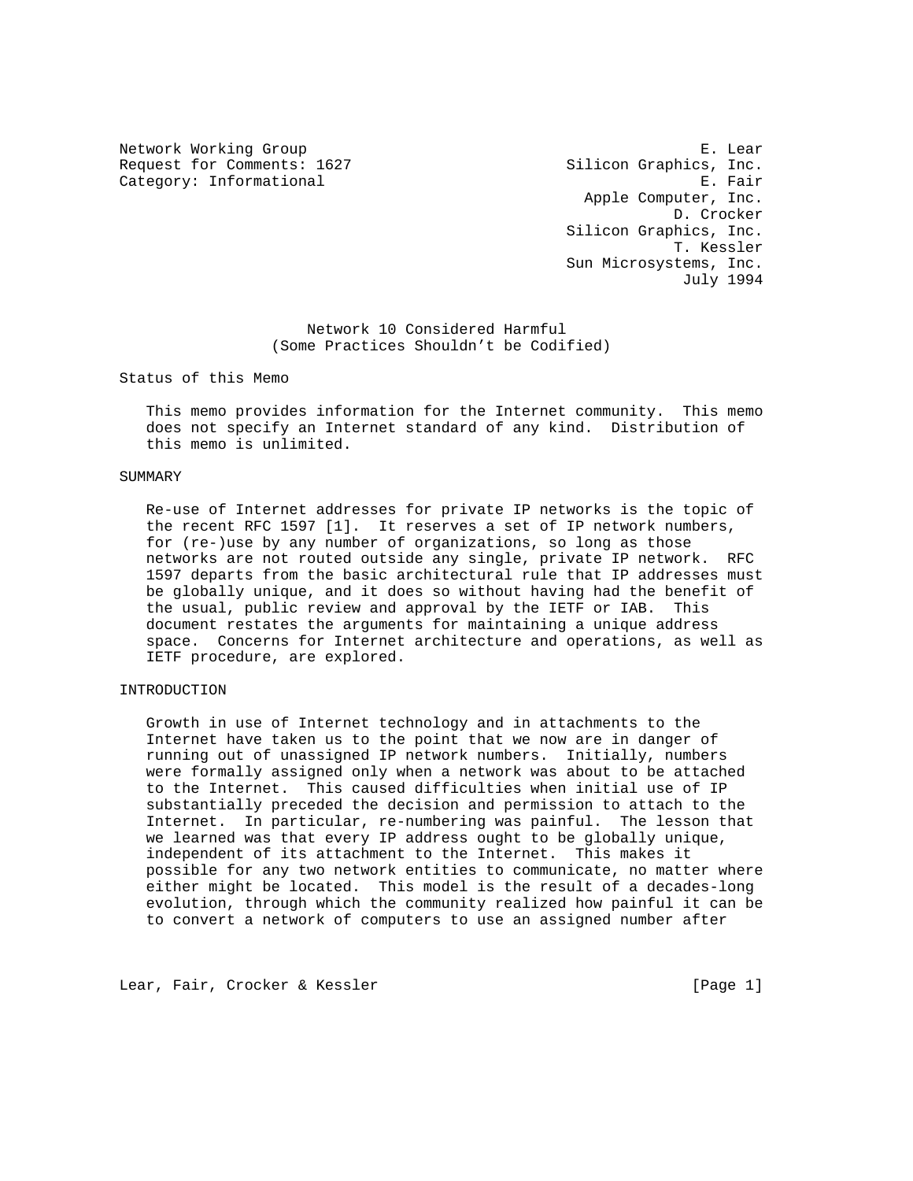Network Working Group E. Lear
Request for Comments: 1627 Silicon Graphics, Inc.
Category: Informational E. Fair
Apple Computer, Inc.
D. Crocker
Silicon Graphics, Inc.
T. Kessler
Sun Microsystems, Inc.
July 1994

# Network 10 Considered Harmful
## (Some Practices Shouldn't be Codified)

## Status of this Memo

This memo provides information for the Internet community. This memo does not specify an Internet standard of any kind. Distribution of this memo is unlimited.

## SUMMARY

Re-use of Internet addresses for private IP networks is the topic of the recent RFC 1597 [1]. It reserves a set of IP network numbers, for (re-)use by any number of organizations, so long as those networks are not routed outside any single, private IP network. RFC 1597 departs from the basic architectural rule that IP addresses must be globally unique, and it does so without having had the benefit of the usual, public review and approval by the IETF or IAB. This document restates the arguments for maintaining a unique address space. Concerns for Internet architecture and operations, as well as IETF procedure, are explored.

## INTRODUCTION

Growth in use of Internet technology and in attachments to the Internet have taken us to the point that we now are in danger of running out of unassigned IP network numbers. Initially, numbers were formally assigned only when a network was about to be attached to the Internet. This caused difficulties when initial use of IP substantially preceded the decision and permission to attach to the Internet. In particular, re-numbering was painful. The lesson that we learned was that every IP address ought to be globally unique, independent of its attachment to the Internet. This makes it possible for any two network entities to communicate, no matter where either might be located. This model is the result of a decades-long evolution, through which the community realized how painful it can be to convert a network of computers to use an assigned number after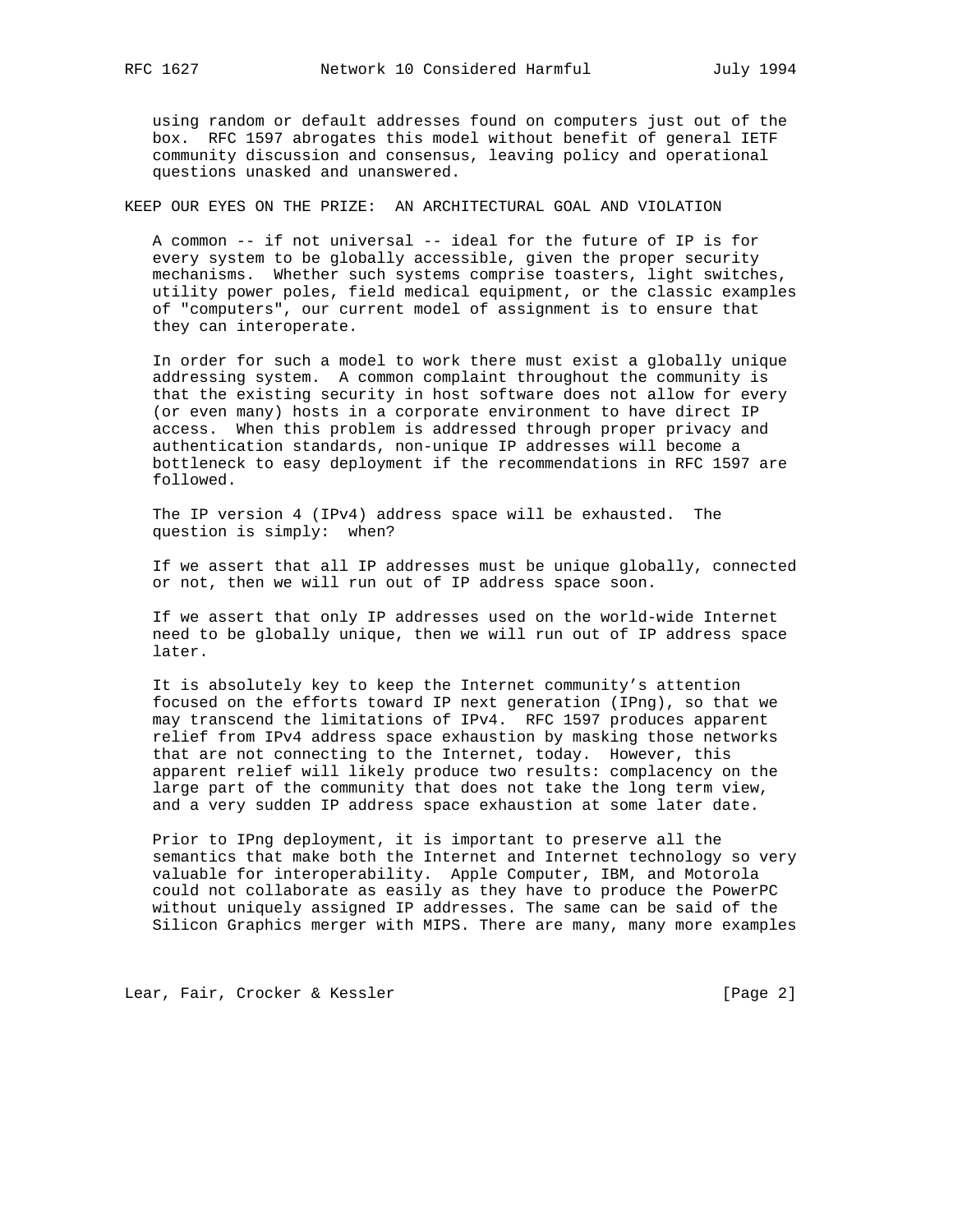using random or default addresses found on computers just out of the box. RFC 1597 abrogates this model without benefit of general IETF community discussion and consensus, leaving policy and operational questions unasked and unanswered.

## KEEP OUR EYES ON THE PRIZE: AN ARCHITECTURAL GOAL AND VIOLATION

A common -- if not universal -- ideal for the future of IP is for every system to be globally accessible, given the proper security mechanisms. Whether such systems comprise toasters, light switches, utility power poles, field medical equipment, or the classic examples of "computers", our current model of assignment is to ensure that they can interoperate.

In order for such a model to work there must exist a globally unique addressing system. A common complaint throughout the community is that the existing security in host software does not allow for every (or even many) hosts in a corporate environment to have direct IP access. When this problem is addressed through proper privacy and authentication standards, non-unique IP addresses will become a bottleneck to easy deployment if the recommendations in RFC 1597 are followed.

The IP version 4 (IPv4) address space will be exhausted. The question is simply: when?

If we assert that all IP addresses must be unique globally, connected or not, then we will run out of IP address space soon.

If we assert that only IP addresses used on the world-wide Internet need to be globally unique, then we will run out of IP address space later.

It is absolutely key to keep the Internet community's attention focused on the efforts toward IP next generation (IPng), so that we may transcend the limitations of IPv4. RFC 1597 produces apparent relief from IPv4 address space exhaustion by masking those networks that are not connecting to the Internet, today. However, this apparent relief will likely produce two results: complacency on the large part of the community that does not take the long term view, and a very sudden IP address space exhaustion at some later date.

Prior to IPng deployment, it is important to preserve all the semantics that make both the Internet and Internet technology so very valuable for interoperability. Apple Computer, IBM, and Motorola could not collaborate as easily as they have to produce the PowerPC without uniquely assigned IP addresses. The same can be said of the Silicon Graphics merger with MIPS. There are many, many more examples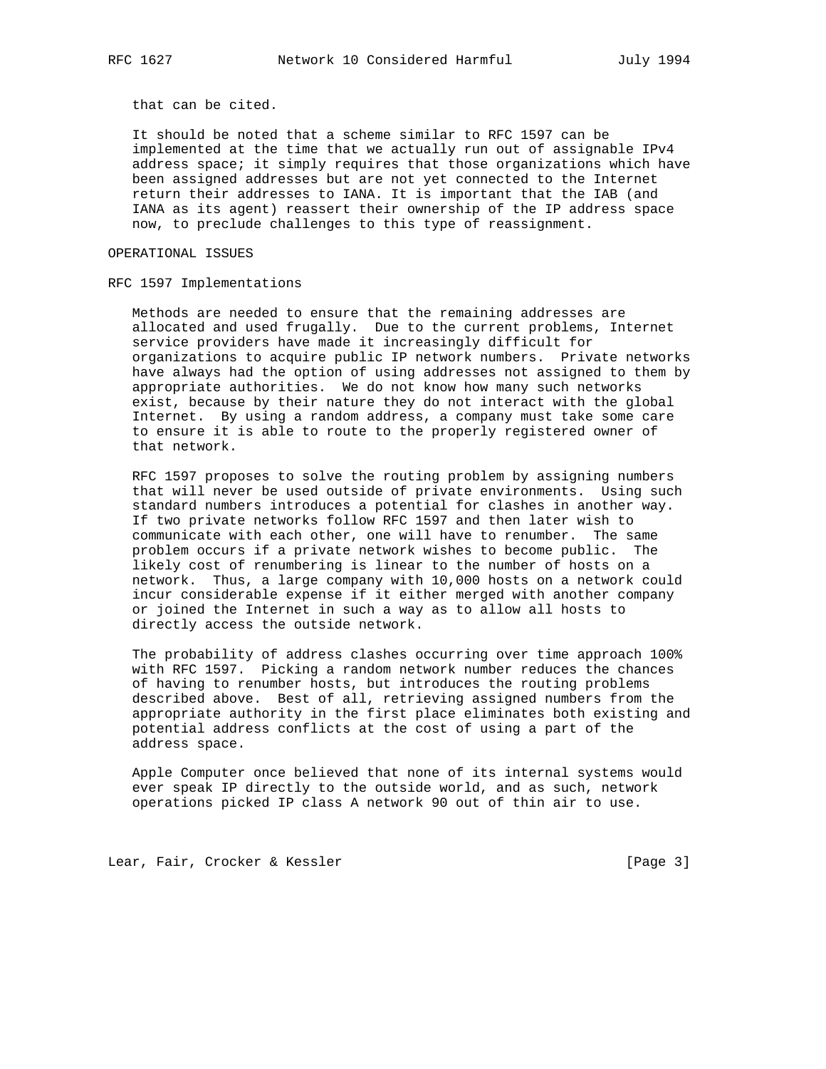that can be cited.

It should be noted that a scheme similar to RFC 1597 can be implemented at the time that we actually run out of assignable IPv4 address space; it simply requires that those organizations which have been assigned addresses but are not yet connected to the Internet return their addresses to IANA. It is important that the IAB (and IANA as its agent) reassert their ownership of the IP address space now, to preclude challenges to this type of reassignment.

## OPERATIONAL ISSUES

### RFC 1597 Implementations

Methods are needed to ensure that the remaining addresses are allocated and used frugally. Due to the current problems, Internet service providers have made it increasingly difficult for organizations to acquire public IP network numbers. Private networks have always had the option of using addresses not assigned to them by appropriate authorities. We do not know how many such networks exist, because by their nature they do not interact with the global Internet. By using a random address, a company must take some care to ensure it is able to route to the properly registered owner of that network.

RFC 1597 proposes to solve the routing problem by assigning numbers that will never be used outside of private environments. Using such standard numbers introduces a potential for clashes in another way. If two private networks follow RFC 1597 and then later wish to communicate with each other, one will have to renumber. The same problem occurs if a private network wishes to become public. The likely cost of renumbering is linear to the number of hosts on a network. Thus, a large company with 10,000 hosts on a network could incur considerable expense if it either merged with another company or joined the Internet in such a way as to allow all hosts to directly access the outside network.

The probability of address clashes occurring over time approach 100% with RFC 1597. Picking a random network number reduces the chances of having to renumber hosts, but introduces the routing problems described above. Best of all, retrieving assigned numbers from the appropriate authority in the first place eliminates both existing and potential address conflicts at the cost of using a part of the address space.

Apple Computer once believed that none of its internal systems would ever speak IP directly to the outside world, and as such, network operations picked IP class A network 90 out of thin air to use.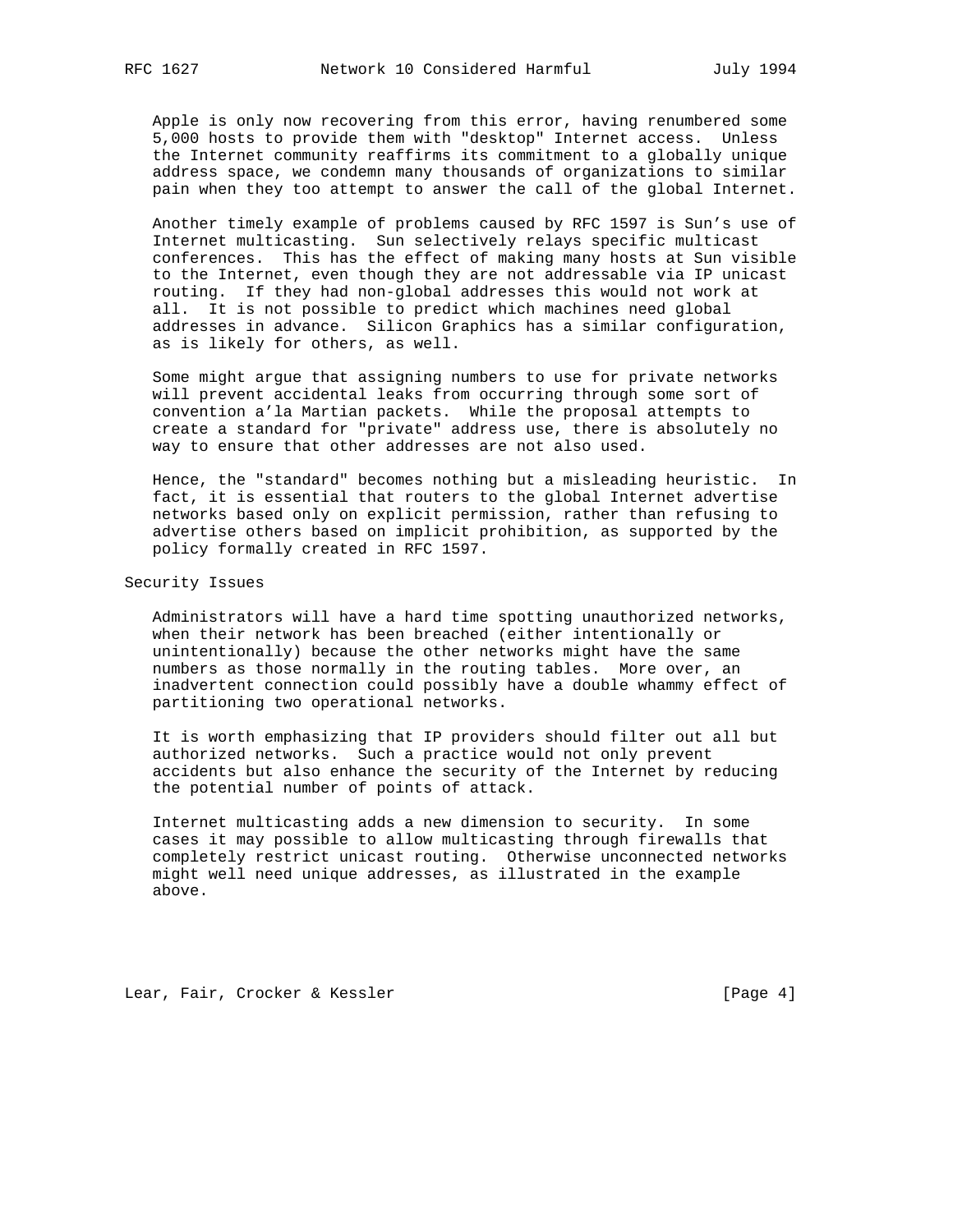Apple is only now recovering from this error, having renumbered some 5,000 hosts to provide them with "desktop" Internet access. Unless the Internet community reaffirms its commitment to a globally unique address space, we condemn many thousands of organizations to similar pain when they too attempt to answer the call of the global Internet.

Another timely example of problems caused by RFC 1597 is Sun's use of Internet multicasting. Sun selectively relays specific multicast conferences. This has the effect of making many hosts at Sun visible to the Internet, even though they are not addressable via IP unicast routing. If they had non-global addresses this would not work at all. It is not possible to predict which machines need global addresses in advance. Silicon Graphics has a similar configuration, as is likely for others, as well.

Some might argue that assigning numbers to use for private networks will prevent accidental leaks from occurring through some sort of convention a'la Martian packets. While the proposal attempts to create a standard for "private" address use, there is absolutely no way to ensure that other addresses are not also used.

Hence, the "standard" becomes nothing but a misleading heuristic. In fact, it is essential that routers to the global Internet advertise networks based only on explicit permission, rather than refusing to advertise others based on implicit prohibition, as supported by the policy formally created in RFC 1597.

## Security Issues

Administrators will have a hard time spotting unauthorized networks, when their network has been breached (either intentionally or unintentionally) because the other networks might have the same numbers as those normally in the routing tables. More over, an inadvertent connection could possibly have a double whammy effect of partitioning two operational networks.

It is worth emphasizing that IP providers should filter out all but authorized networks. Such a practice would not only prevent accidents but also enhance the security of the Internet by reducing the potential number of points of attack.

Internet multicasting adds a new dimension to security. In some cases it may possible to allow multicasting through firewalls that completely restrict unicast routing. Otherwise unconnected networks might well need unique addresses, as illustrated in the example above.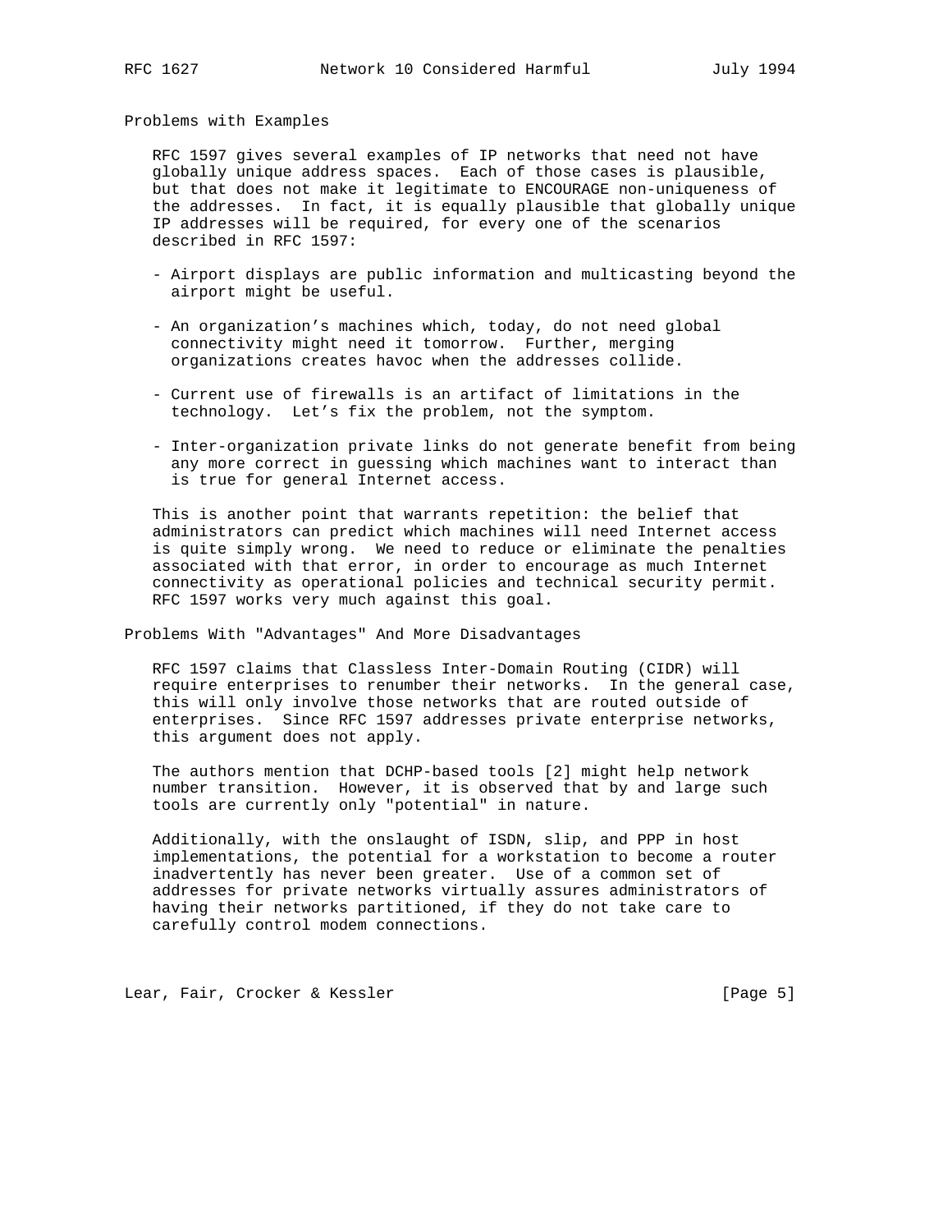## Problems with Examples

RFC 1597 gives several examples of IP networks that need not have globally unique address spaces. Each of those cases is plausible, but that does not make it legitimate to ENCOURAGE non-uniqueness of the addresses. In fact, it is equally plausible that globally unique IP addresses will be required, for every one of the scenarios described in RFC 1597:

- Airport displays are public information and multicasting beyond the airport might be useful.
- An organization's machines which, today, do not need global connectivity might need it tomorrow. Further, merging organizations creates havoc when the addresses collide.
- Current use of firewalls is an artifact of limitations in the technology. Let's fix the problem, not the symptom.
- Inter-organization private links do not generate benefit from being any more correct in guessing which machines want to interact than is true for general Internet access.

This is another point that warrants repetition: the belief that administrators can predict which machines will need Internet access is quite simply wrong. We need to reduce or eliminate the penalties associated with that error, in order to encourage as much Internet connectivity as operational policies and technical security permit. RFC 1597 works very much against this goal.

## Problems With "Advantages" And More Disadvantages

RFC 1597 claims that Classless Inter-Domain Routing (CIDR) will require enterprises to renumber their networks. In the general case, this will only involve those networks that are routed outside of enterprises. Since RFC 1597 addresses private enterprise networks, this argument does not apply.

The authors mention that DCHP-based tools [2] might help network number transition. However, it is observed that by and large such tools are currently only "potential" in nature.

Additionally, with the onslaught of ISDN, slip, and PPP in host implementations, the potential for a workstation to become a router inadvertently has never been greater. Use of a common set of addresses for private networks virtually assures administrators of having their networks partitioned, if they do not take care to carefully control modem connections.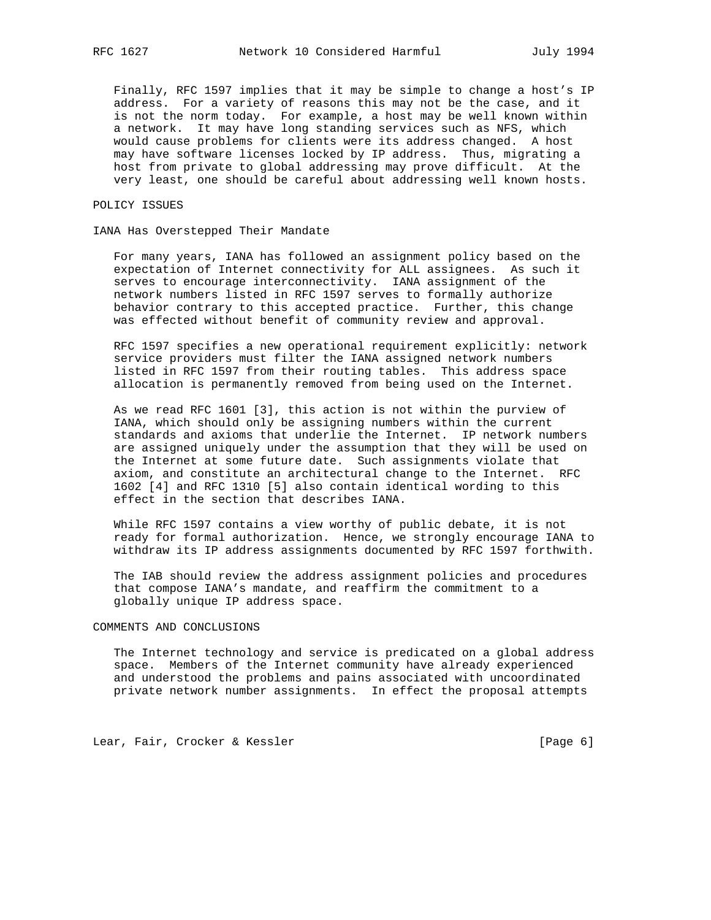Finally, RFC 1597 implies that it may be simple to change a host's IP address. For a variety of reasons this may not be the case, and it is not the norm today. For example, a host may be well known within a network. It may have long standing services such as NFS, which would cause problems for clients were its address changed. A host may have software licenses locked by IP address. Thus, migrating a host from private to global addressing may prove difficult. At the very least, one should be careful about addressing well known hosts.

## POLICY ISSUES

### IANA Has Overstepped Their Mandate

For many years, IANA has followed an assignment policy based on the expectation of Internet connectivity for ALL assignees. As such it serves to encourage interconnectivity. IANA assignment of the network numbers listed in RFC 1597 serves to formally authorize behavior contrary to this accepted practice. Further, this change was effected without benefit of community review and approval.

RFC 1597 specifies a new operational requirement explicitly: network service providers must filter the IANA assigned network numbers listed in RFC 1597 from their routing tables. This address space allocation is permanently removed from being used on the Internet.

As we read RFC 1601 [3], this action is not within the purview of IANA, which should only be assigning numbers within the current standards and axioms that underlie the Internet. IP network numbers are assigned uniquely under the assumption that they will be used on the Internet at some future date. Such assignments violate that axiom, and constitute an architectural change to the Internet. RFC 1602 [4] and RFC 1310 [5] also contain identical wording to this effect in the section that describes IANA.

While RFC 1597 contains a view worthy of public debate, it is not ready for formal authorization. Hence, we strongly encourage IANA to withdraw its IP address assignments documented by RFC 1597 forthwith.

The IAB should review the address assignment policies and procedures that compose IANA's mandate, and reaffirm the commitment to a globally unique IP address space.

## COMMENTS AND CONCLUSIONS

The Internet technology and service is predicated on a global address space. Members of the Internet community have already experienced and understood the problems and pains associated with uncoordinated private network number assignments. In effect the proposal attempts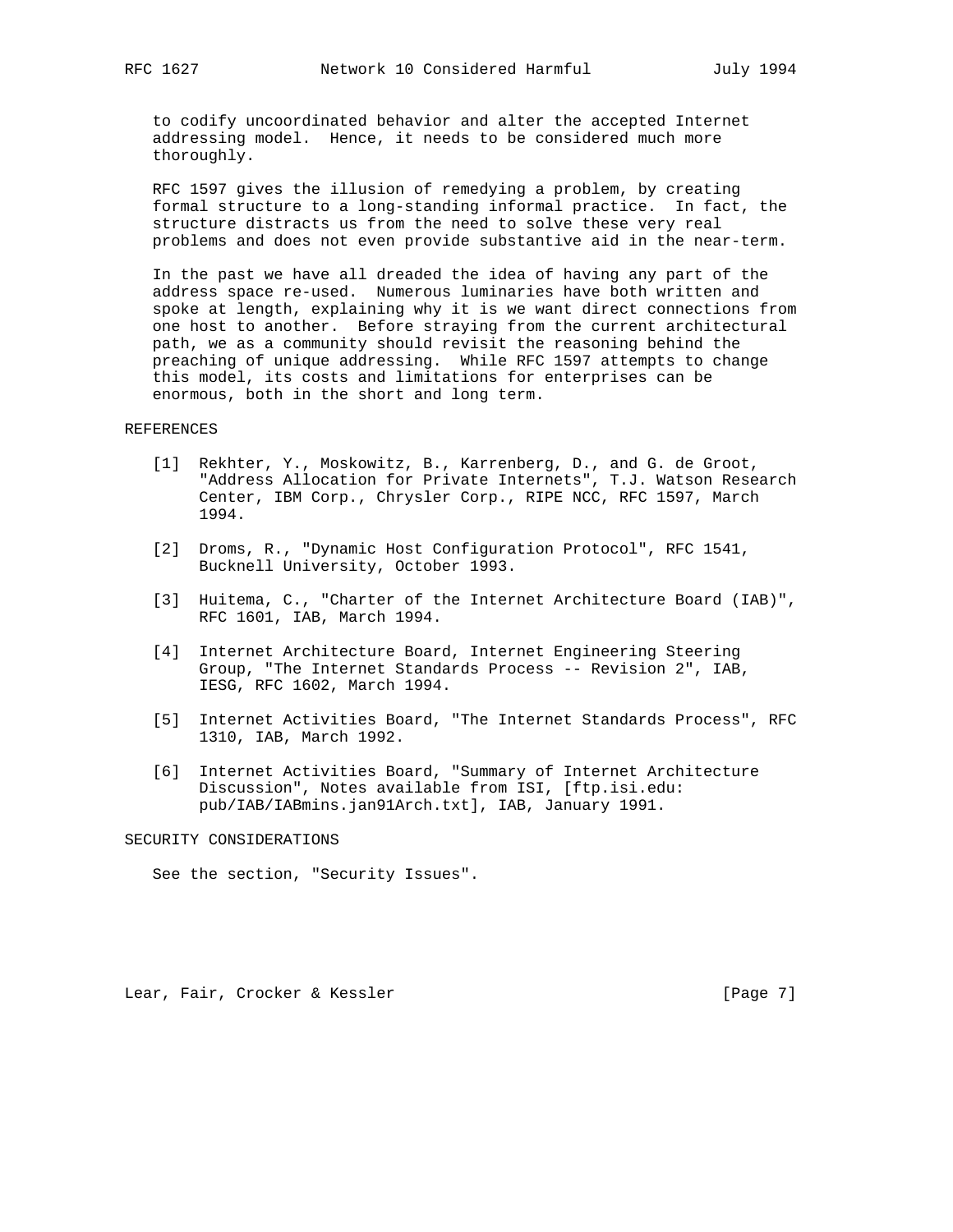to codify uncoordinated behavior and alter the accepted Internet addressing model. Hence, it needs to be considered much more thoroughly.

RFC 1597 gives the illusion of remedying a problem, by creating formal structure to a long-standing informal practice. In fact, the structure distracts us from the need to solve these very real problems and does not even provide substantive aid in the near-term.

In the past we have all dreaded the idea of having any part of the address space re-used. Numerous luminaries have both written and spoke at length, explaining why it is we want direct connections from one host to another. Before straying from the current architectural path, we as a community should revisit the reasoning behind the preaching of unique addressing. While RFC 1597 attempts to change this model, its costs and limitations for enterprises can be enormous, both in the short and long term.

## REFERENCES

[1] Rekhter, Y., Moskowitz, B., Karrenberg, D., and G. de Groot, "Address Allocation for Private Internets", T.J. Watson Research Center, IBM Corp., Chrysler Corp., RIPE NCC, RFC 1597, March 1994.

[2] Droms, R., "Dynamic Host Configuration Protocol", RFC 1541, Bucknell University, October 1993.

[3] Huitema, C., "Charter of the Internet Architecture Board (IAB)", RFC 1601, IAB, March 1994.

[4] Internet Architecture Board, Internet Engineering Steering Group, "The Internet Standards Process -- Revision 2", IAB, IESG, RFC 1602, March 1994.

[5] Internet Activities Board, "The Internet Standards Process", RFC 1310, IAB, March 1992.

[6] Internet Activities Board, "Summary of Internet Architecture Discussion", Notes available from ISI, [ftp.isi.edu: pub/IAB/IABmins.jan91Arch.txt], IAB, January 1991.

## SECURITY CONSIDERATIONS

See the section, "Security Issues".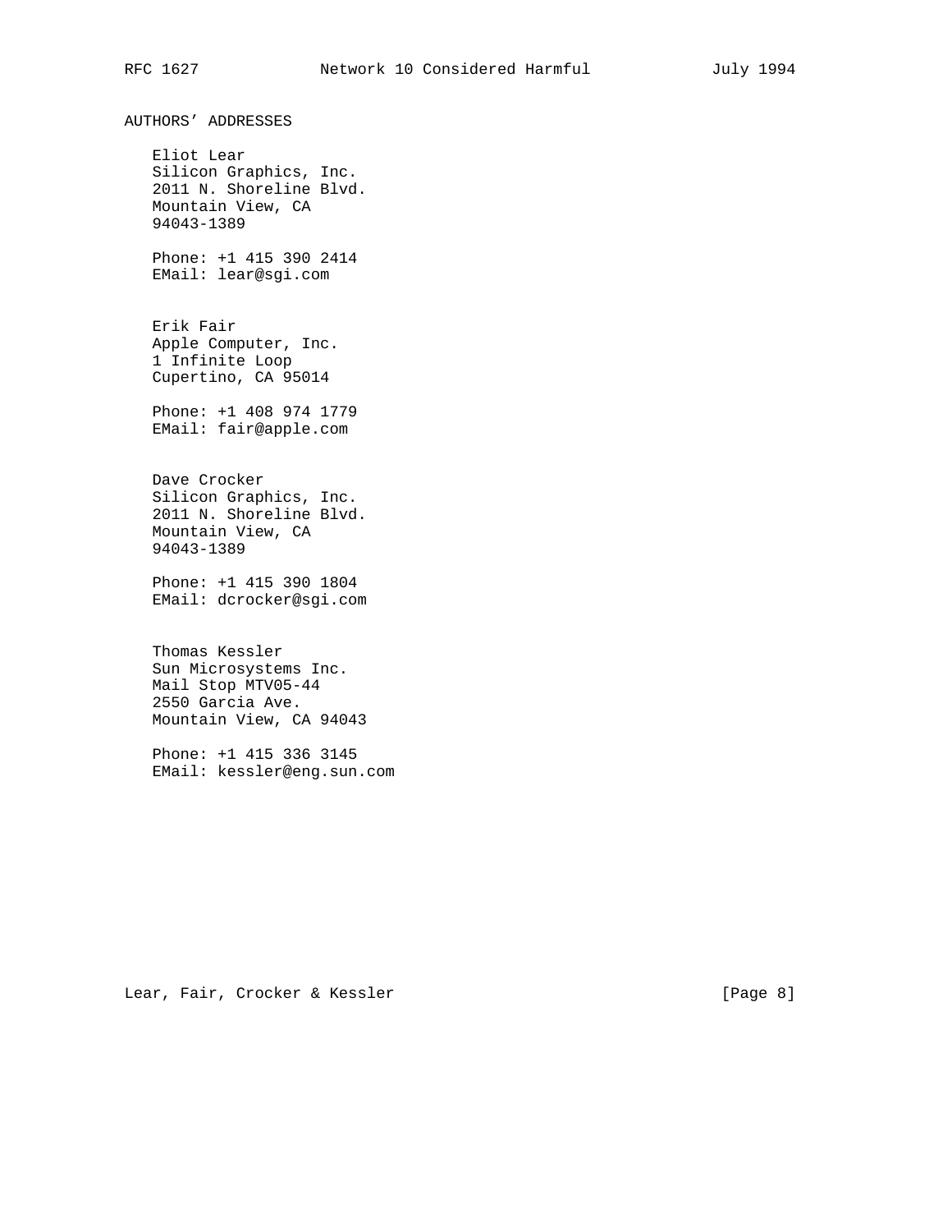## AUTHORS’ ADDRESSES

Eliot Lear
Silicon Graphics, Inc.
2011 N. Shoreline Blvd.
Mountain View, CA
94043-1389

Phone: +1 415 390 2414
EMail: lear@sgi.com

Erik Fair
Apple Computer, Inc.
1 Infinite Loop
Cupertino, CA 95014

Phone: +1 408 974 1779
EMail: fair@apple.com

Dave Crocker
Silicon Graphics, Inc.
2011 N. Shoreline Blvd.
Mountain View, CA
94043-1389

Phone: +1 415 390 1804
EMail: dcrocker@sgi.com

Thomas Kessler
Sun Microsystems Inc.
Mail Stop MTV05-44
2550 Garcia Ave.
Mountain View, CA 94043

Phone: +1 415 336 3145
EMail: kessler@eng.sun.com